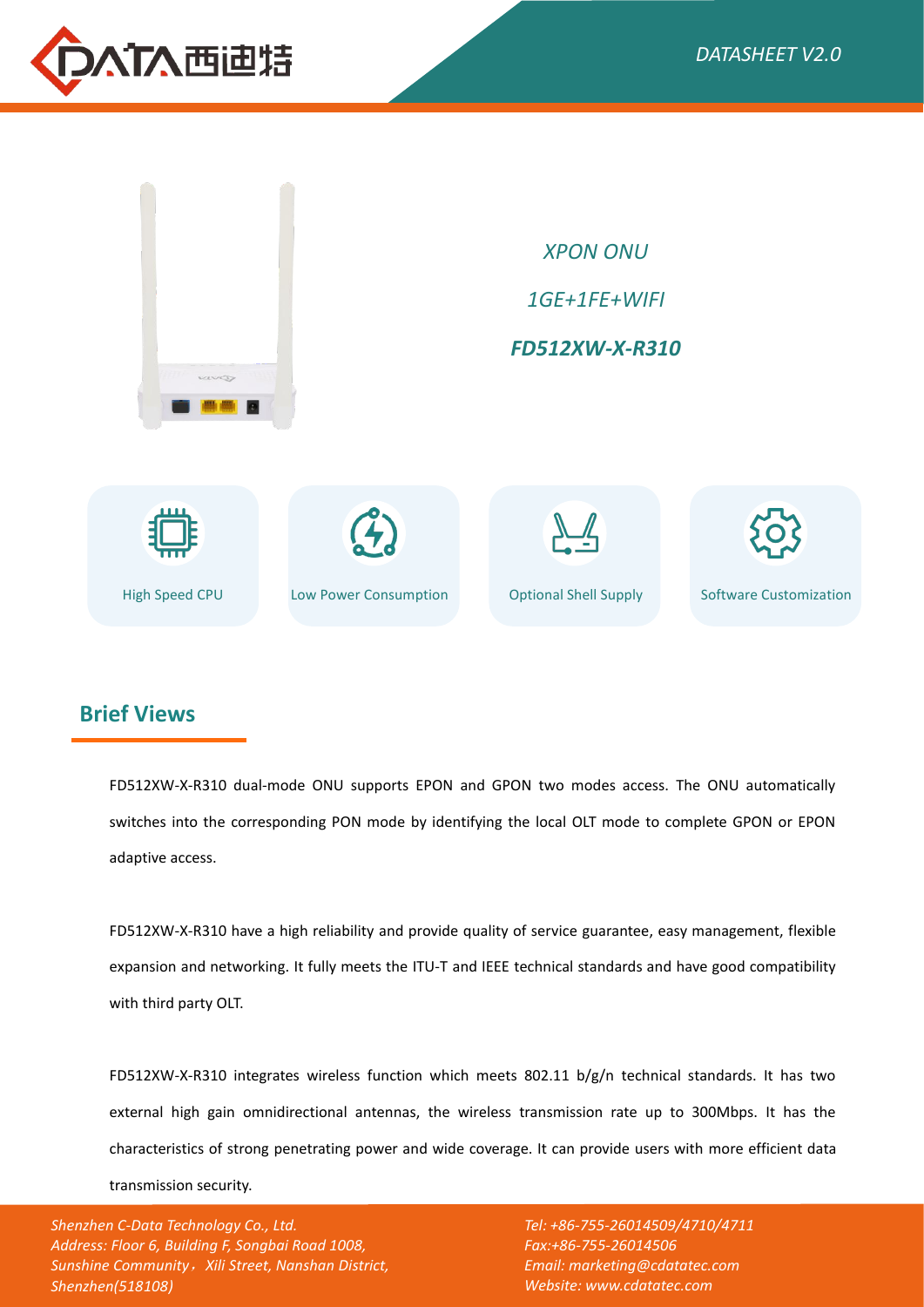*XPON ONU*

*1GE+1FE+WIFI*

***FD512XW-X-R310***

High Speed CPU

Low Power Consumption

Optional Shell Supply

Software Customization

## Brief Views

FD512XW-X-R310 dual-mode ONU supports EPON and GPON two modes access. The ONU automatically switches into the corresponding PON mode by identifying the local OLT mode to complete GPON or EPON adaptive access.

FD512XW-X-R310 have a high reliability and provide quality of service guarantee, easy management, flexible expansion and networking. It fully meets the ITU-T and IEEE technical standards and have good compatibility with third party OLT.

FD512XW-X-R310 integrates wireless function which meets 802.11 b/g/n technical standards. It has two external high gain omnidirectional antennas, the wireless transmission rate up to 300Mbps. It has the characteristics of strong penetrating power and wide coverage. It can provide users with more efficient data transmission security.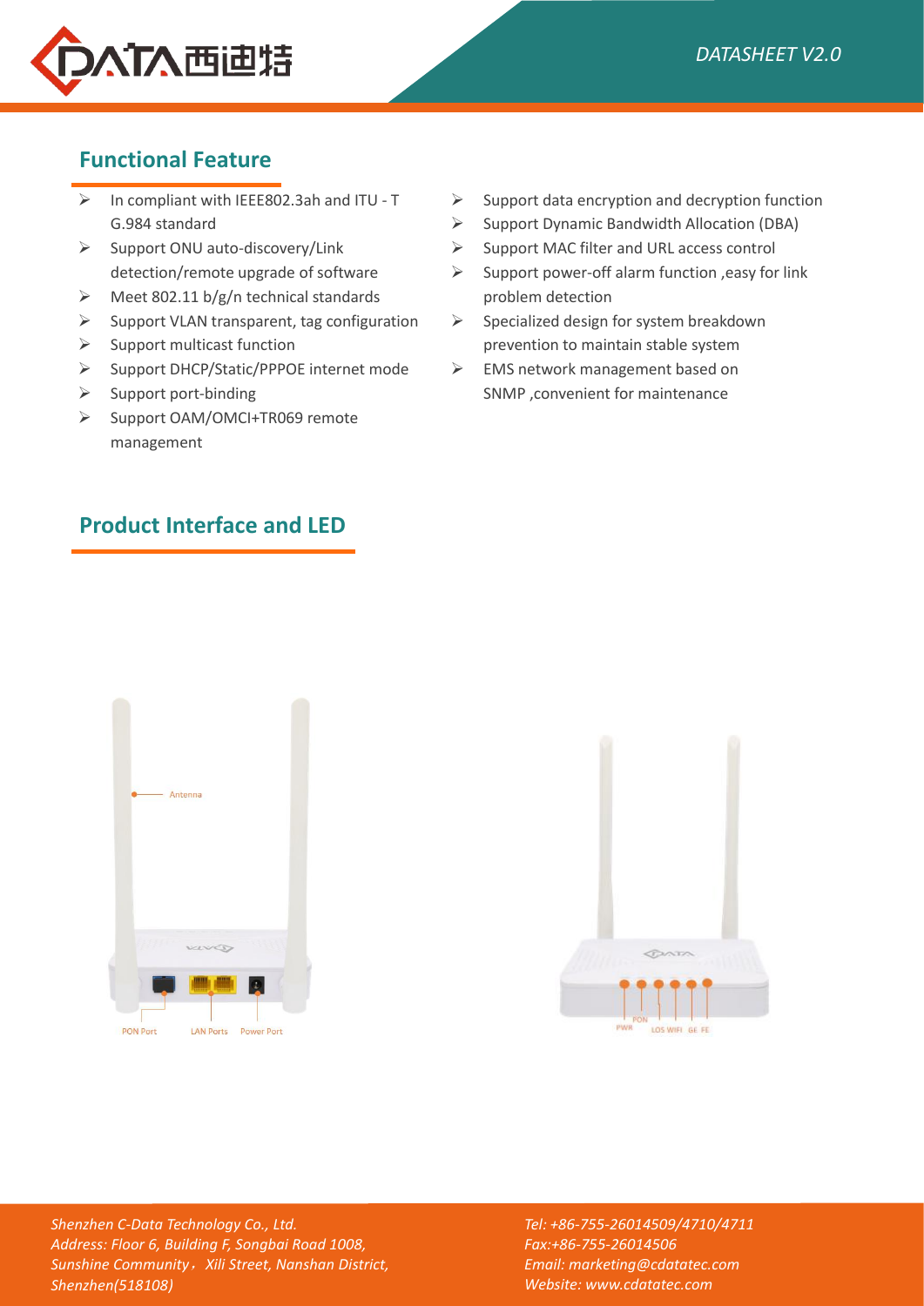## Functional Feature

- In compliant with IEEE802.3ah and ITU - T G.984 standard
- Support ONU auto-discovery/Link detection/remote upgrade of software
- Meet 802.11 b/g/n technical standards
- Support VLAN transparent, tag configuration
- Support multicast function
- Support DHCP/Static/PPPOE internet mode
- Support port-binding
- Support OAM/OMCI+TR069 remote management
- Support data encryption and decryption function
- Support Dynamic Bandwidth Allocation (DBA)
- Support MAC filter and URL access control
- Support power-off alarm function ,easy for link problem detection
- Specialized design for system breakdown prevention to maintain stable system
- EMS network management based on SNMP ,convenient for maintenance

## Product Interface and LED

Antenna

PON Port LAN Ports Power Port

PWR PON LOS WIFI GE FE

*Shenzhen C-Data Technology Co., Ltd.*
*Address: Floor 6, Building F, Songbai Road 1008, Sunshine Community，Xili Street, Nanshan District, Shenzhen(518108)*

*Tel: +86-755-26014509/4710/4711*
*Fax:+86-755-26014506*
*Email: marketing@cdatatec.com*
*Website: www.cdatatec.com*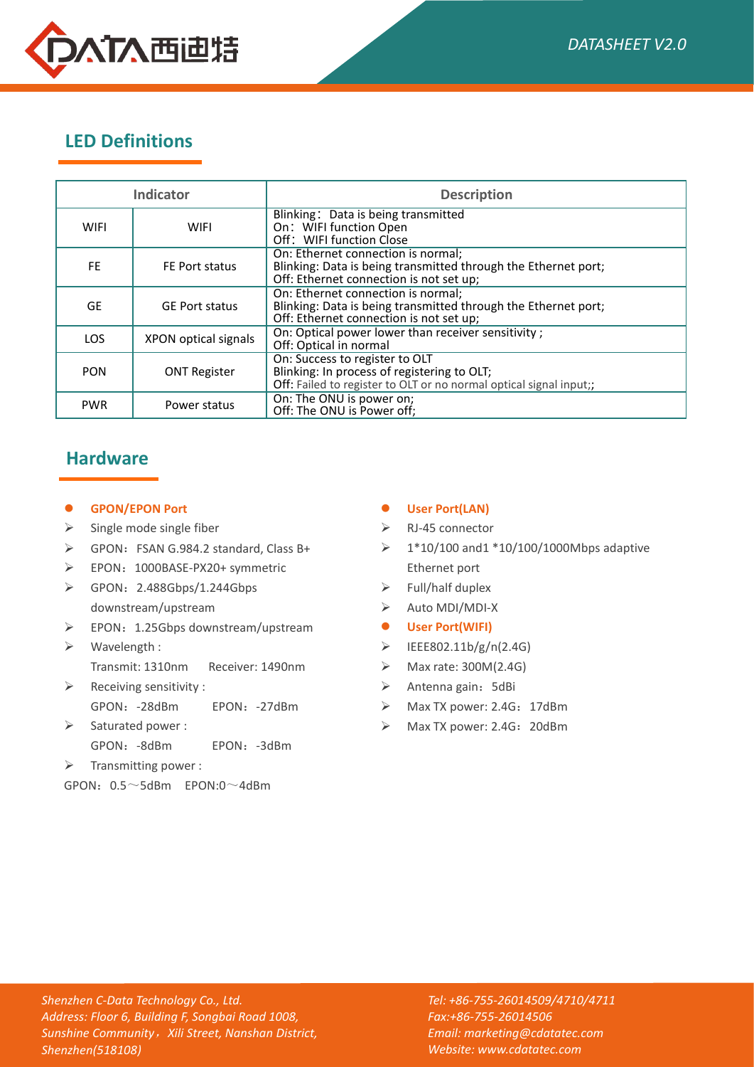## LED Definitions

| Indicator | | Description |
|---|---|---|
| WIFI | WIFI | Blinking: Data is being transmitted<br>On: WIFI function Open<br>Off: WIFI function Close |
| FE | FE Port status | On: Ethernet connection is normal;<br>Blinking: Data is being transmitted through the Ethernet port;<br>Off: Ethernet connection is not set up; |
| GE | GE Port status | On: Ethernet connection is normal;<br>Blinking: Data is being transmitted through the Ethernet port;<br>Off: Ethernet connection is not set up; |
| LOS | XPON optical signals | On: Optical power lower than receiver sensitivity ;<br>Off: Optical in normal |
| PON | ONT Register | On: Success to register to OLT<br>Blinking: In process of registering to OLT;<br>Off: Failed to register to OLT or no normal optical signal input;; |
| PWR | Power status | On: The ONU is power on;<br>Off: The ONU is Power off; |

## Hardware

- **GPON/EPON Port**
  - Single mode single fiber
  - GPON：FSAN G.984.2 standard, Class B+
  - EPON：1000BASE-PX20+ symmetric
  - GPON：2.488Gbps/1.244Gbps downstream/upstream
  - EPON：1.25Gbps downstream/upstream
  - Wavelength :
    Transmit: 1310nm Receiver: 1490nm
  - Receiving sensitivity :
    GPON：-28dBm EPON：-27dBm
  - Saturated power :
    GPON：-8dBm EPON：-3dBm
  - Transmitting power :
    GPON：0.5～5dBm EPON:0～4dBm

- **User Port(LAN)**
  - RJ-45 connector
  - 1*10/100 and1 *10/100/1000Mbps adaptive Ethernet port
  - Full/half duplex
  - Auto MDI/MDI-X
- **User Port(WIFI)**
  - IEEE802.11b/g/n(2.4G)
  - Max rate: 300M(2.4G)
  - Antenna gain：5dBi
  - Max TX power: 2.4G：17dBm
  - Max TX power: 2.4G：20dBm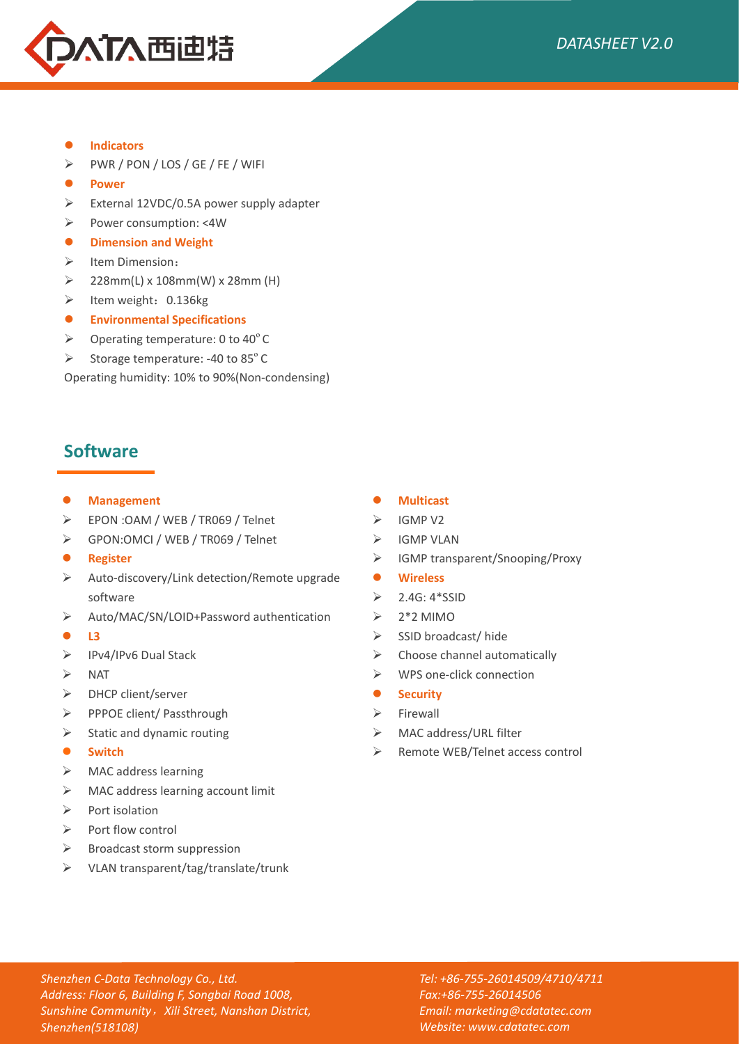- **Indicators**
  - PWR / PON / LOS / GE / FE / WIFI
- **Power**
  - External 12VDC/0.5A power supply adapter
  - Power consumption: <4W
- **Dimension and Weight**
  - Item Dimension：
  - 228mm(L) x 108mm(W) x 28mm (H)
  - Item weight：0.136kg
- **Environmental Specifications**
  - Operating temperature: 0 to 40°C
  - Storage temperature: -40 to 85°C

Operating humidity: 10% to 90%(Non-condensing)

## Software

- **Management**
  - EPON :OAM / WEB / TR069 / Telnet
  - GPON:OMCI / WEB / TR069 / Telnet
- **Register**
  - Auto-discovery/Link detection/Remote upgrade software
  - Auto/MAC/SN/LOID+Password authentication
- **L3**
  - IPv4/IPv6 Dual Stack
  - NAT
  - DHCP client/server
  - PPPOE client/ Passthrough
  - Static and dynamic routing
- **Switch**
  - MAC address learning
  - MAC address learning account limit
  - Port isolation
  - Port flow control
  - Broadcast storm suppression
  - VLAN transparent/tag/translate/trunk
- **Multicast**
  - IGMP V2
  - IGMP VLAN
  - IGMP transparent/Snooping/Proxy
- **Wireless**
  - 2.4G: 4*SSID
  - 2*2 MIMO
  - SSID broadcast/ hide
  - Choose channel automatically
  - WPS one-click connection
- **Security**
  - Firewall
  - MAC address/URL filter
  - Remote WEB/Telnet access control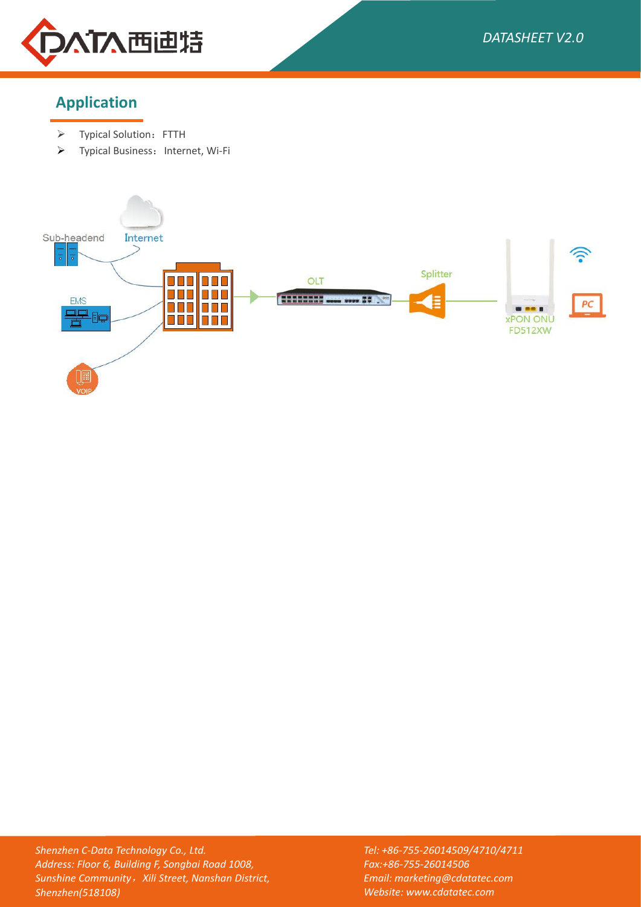## Application

- Typical Solution：FTTH
- Typical Business：Internet, Wi-Fi

Sub-headend

Internet

EMS

VOIP

OLT

Splitter

xPON ONU
FD512XW

PC

*Shenzhen C-Data Technology Co., Ltd.*
*Address: Floor 6, Building F, Songbai Road 1008,*
*Sunshine Community，Xili Street, Nanshan District,*
*Shenzhen(518108)*

*Tel: +86-755-26014509/4710/4711*
*Fax:+86-755-26014506*
*Email: marketing@cdatatec.com*
*Website: www.cdatatec.com*